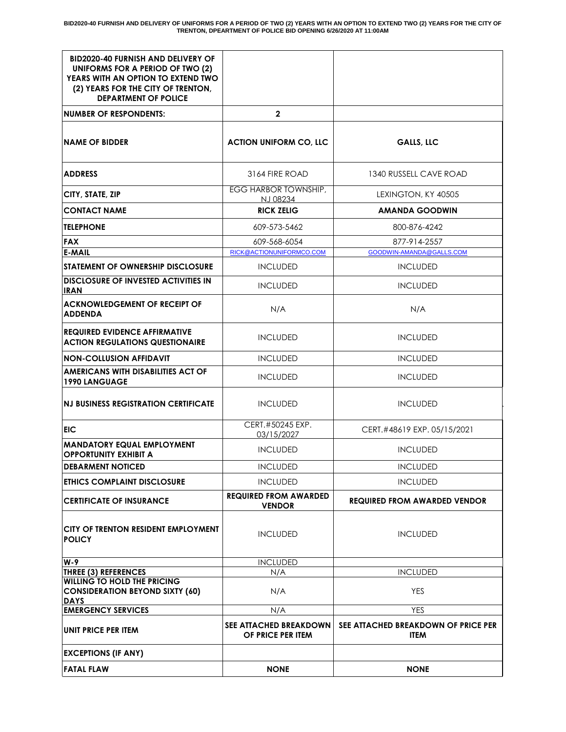**BID2020-40 FURNISH AND DELIVERY OF UNIFORMS FOR A PERIOD OF TWO (2) YEARS WITH AN OPTION TO EXTEND TWO (2) YEARS FOR THE CITY OF TRENTON, DPEARTMENT OF POLICE BID OPENING 6/26/2020 AT 11:00AM**

| BID2020-40 FURNISH AND DELIVERY OF UNIFORMS FOR A PERIOD OF TWO (2) YEARS WITH AN OPTION TO EXTEND TWO (2) YEARS FOR THE CITY OF TRENTON, DEPARTMENT OF POLICE | | |
|---|---|---|
| **NUMBER OF RESPONDENTS:** | **2** | |
| **NAME OF BIDDER** | **ACTION UNIFORM CO, LLC** | **GALLS, LLC** |
| **ADDRESS** | 3164 FIRE ROAD | 1340 RUSSELL CAVE ROAD |
| **CITY, STATE, ZIP** | EGG HARBOR TOWNSHIP, NJ 08234 | LEXINGTON, KY 40505 |
| **CONTACT NAME** | **RICK ZELIG** | **AMANDA GOODWIN** |
| **TELEPHONE** | 609-573-5462 | 800-876-4242 |
| **FAX** | 609-568-6054 | 877-914-2557 |
| **E-MAIL** | RICK@ACTIONUNIFORMCO.COM | GOODWIN-AMANDA@GALLS.COM |
| **STATEMENT OF OWNERSHIP DISCLOSURE** | INCLUDED | INCLUDED |
| **DISCLOSURE OF INVESTED ACTIVITIES IN IRAN** | INCLUDED | INCLUDED |
| **ACKNOWLEDGEMENT OF RECEIPT OF ADDENDA** | N/A | N/A |
| **REQUIRED EVIDENCE AFFIRMATIVE ACTION REGULATIONS QUESTIONAIRE** | INCLUDED | INCLUDED |
| **NON-COLLUSION AFFIDAVIT** | INCLUDED | INCLUDED |
| **AMERICANS WITH DISABILITIES ACT OF 1990 LANGUAGE** | INCLUDED | INCLUDED |
| **NJ BUSINESS REGISTRATION CERTIFICATE** | INCLUDED | INCLUDED |
| **EIC** | CERT.#50245 EXP. 03/15/2027 | CERT.#48619 EXP. 05/15/2021 |
| **MANDATORY EQUAL EMPLOYMENT OPPORTUNITY EXHIBIT A** | INCLUDED | INCLUDED |
| **DEBARMENT NOTICED** | INCLUDED | INCLUDED |
| **ETHICS COMPLAINT DISCLOSURE** | INCLUDED | INCLUDED |
| **CERTIFICATE OF INSURANCE** | **REQUIRED FROM AWARDED VENDOR** | **REQUIRED FROM AWARDED VENDOR** |
| **CITY OF TRENTON RESIDENT EMPLOYMENT POLICY** | INCLUDED | INCLUDED |
| **W-9** | INCLUDED | |
| **THREE (3) REFERENCES** | N/A | INCLUDED |
| **WILLING TO HOLD THE PRICING CONSIDERATION BEYOND SIXTY (60) DAYS** | N/A | YES |
| **EMERGENCY SERVICES** | N/A | YES |
| **UNIT PRICE PER ITEM** | **SEE ATTACHED BREAKDOWN OF PRICE PER ITEM** | **SEE ATTACHED BREAKDOWN OF PRICE PER ITEM** |
| **EXCEPTIONS (IF ANY)** | | |
| **FATAL FLAW** | **NONE** | **NONE** |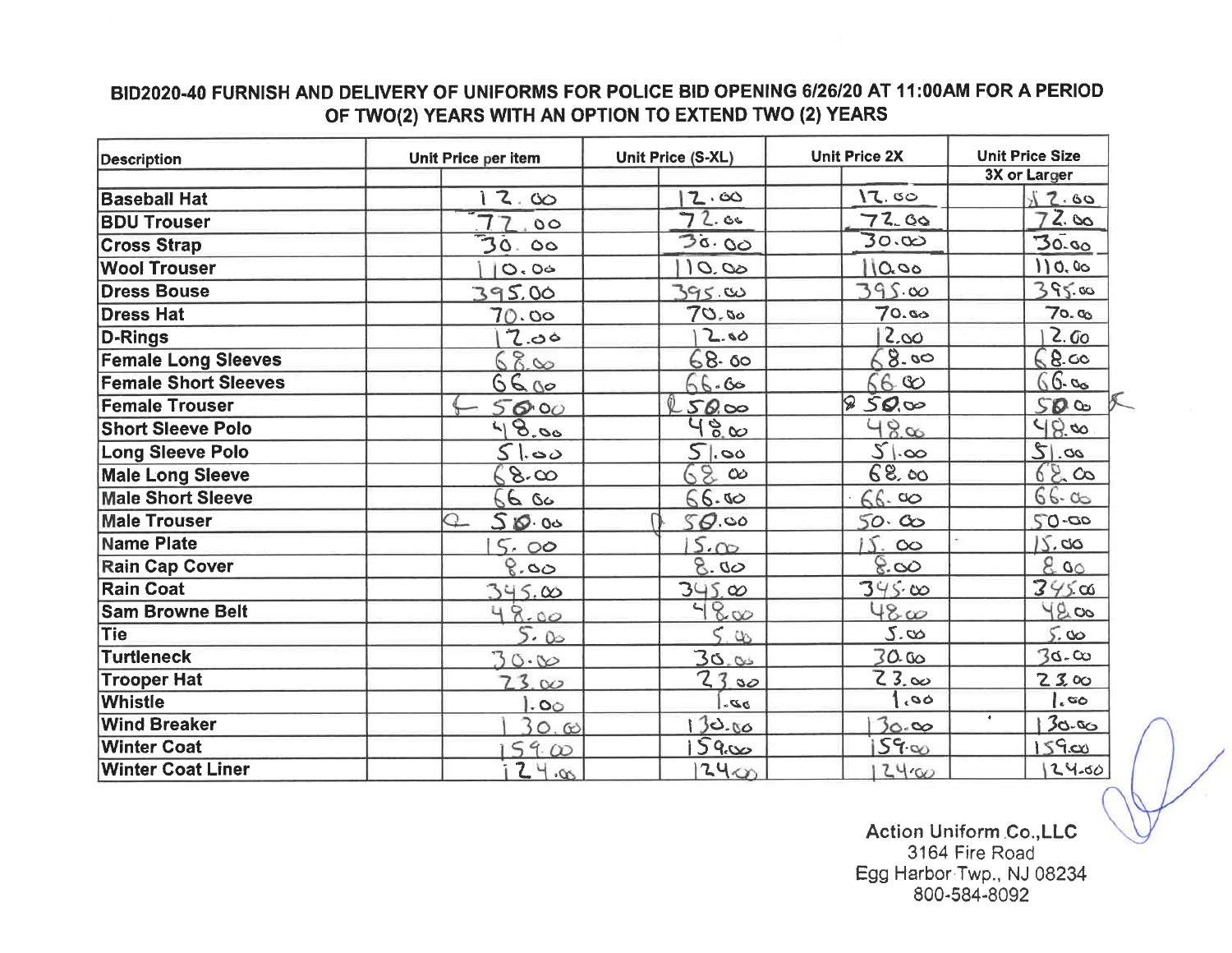## BID2020-40 FURNISH AND DELIVERY OF UNIFORMS FOR POLICE BID OPENING 6/26/20 AT 11:00AM FOR A PERIOD OF TWO(2) YEARS WITH AN OPTION TO EXTEND TWO (2) YEARS

| Description | Unit Price per item | Unit Price (S-XL) | Unit Price 2X | Unit Price Size 3X or Larger |
|---|---|---|---|---|
| Baseball Hat | 12.00 | 12.00 | 12.00 | 12.00 |
| BDU Trouser | 72.00 | 72.00 | 72.00 | 72.00 |
| Cross Strap | 30.00 | 30.00 | 30.00 | 30.00 |
| Wool Trouser | 110.00 | 110.00 | 110.00 | 110.00 |
| Dress Bouse | 395.00 | 395.00 | 395.00 | 395.00 |
| Dress Hat | 70.00 | 70.00 | 70.00 | 70.00 |
| D-Rings | 12.00 | 12.00 | 12.00 | 12.00 |
| Female Long Sleeves | 68.00 | 68.00 | 68.00 | 68.00 |
| Female Short Sleeves | 66.00 | 66.00 | 66.00 | 66.00 |
| Female Trouser | 50.00 | 50.00 | 50.00 | 50.00 |
| Short Sleeve Polo | 48.00 | 48.00 | 48.00 | 48.00 |
| Long Sleeve Polo | 51.00 | 51.00 | 51.00 | 51.00 |
| Male Long Sleeve | 68.00 | 68.00 | 68.00 | 68.00 |
| Male Short Sleeve | 66.00 | 66.00 | 66.00 | 66.00 |
| Male Trouser | 50.00 | 50.00 | 50.00 | 50.00 |
| Name Plate | 15.00 | 15.00 | 15.00 | 15.00 |
| Rain Cap Cover | 8.00 | 8.00 | 8.00 | 8.00 |
| Rain Coat | 345.00 | 345.00 | 345.00 | 345.00 |
| Sam Browne Belt | 48.00 | 48.00 | 48.00 | 48.00 |
| Tie | 5.00 | 5.00 | 5.00 | 5.00 |
| Turtleneck | 30.00 | 30.00 | 30.00 | 30.00 |
| Trooper Hat | 23.00 | 23.00 | 23.00 | 23.00 |
| Whistle | 1.00 | 1.00 | 1.00 | 1.00 |
| Wind Breaker | 130.00 | 130.00 | 130.00 | 130.00 |
| Winter Coat | 159.00 | 159.00 | 159.00 | 159.00 |
| Winter Coat Liner | 124.00 | 124.00 | 124.00 | 124.00 |

Action Uniform Co.,LLC
3164 Fire Road
Egg Harbor Twp., NJ 08234
800-584-8092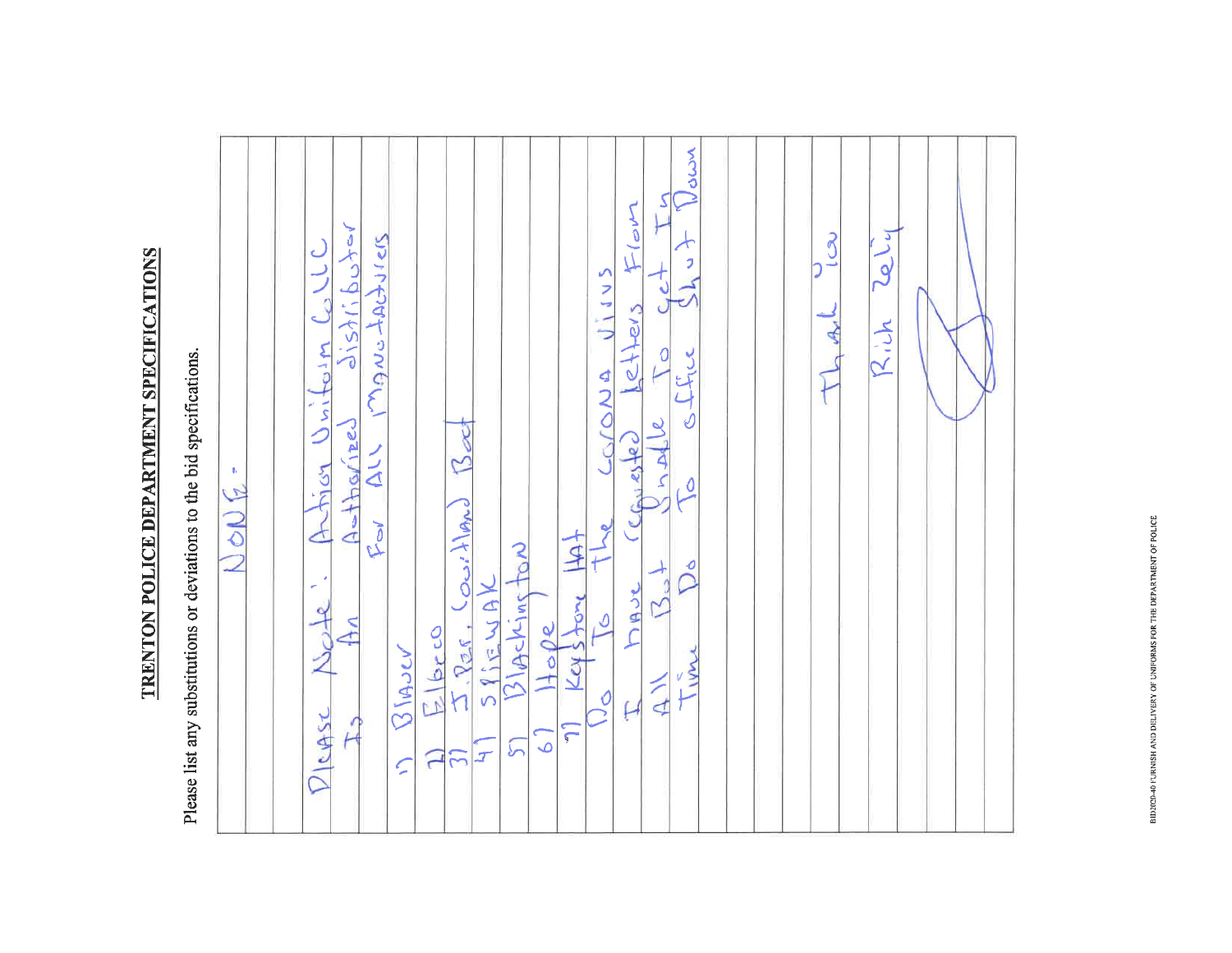# TRENTON POLICE DEPARTMENT SPECIFICATIONS

Please list any substitutions or deviations to the bid specifications.

NONE.

Please Note: Action Uniform Co LLC Is An Authorized distributor For All manufacturers

1) Blauer
2) Elbeco
3) J. Parr, Courtland Boot
4) Spiewak
5) Blackinston
6) Hope
7) Keystone Hat

Do To the Corona Virus I have requested letters from All But Unable To get In Time Do To office Shut Down

Thank You

Rich Zeliy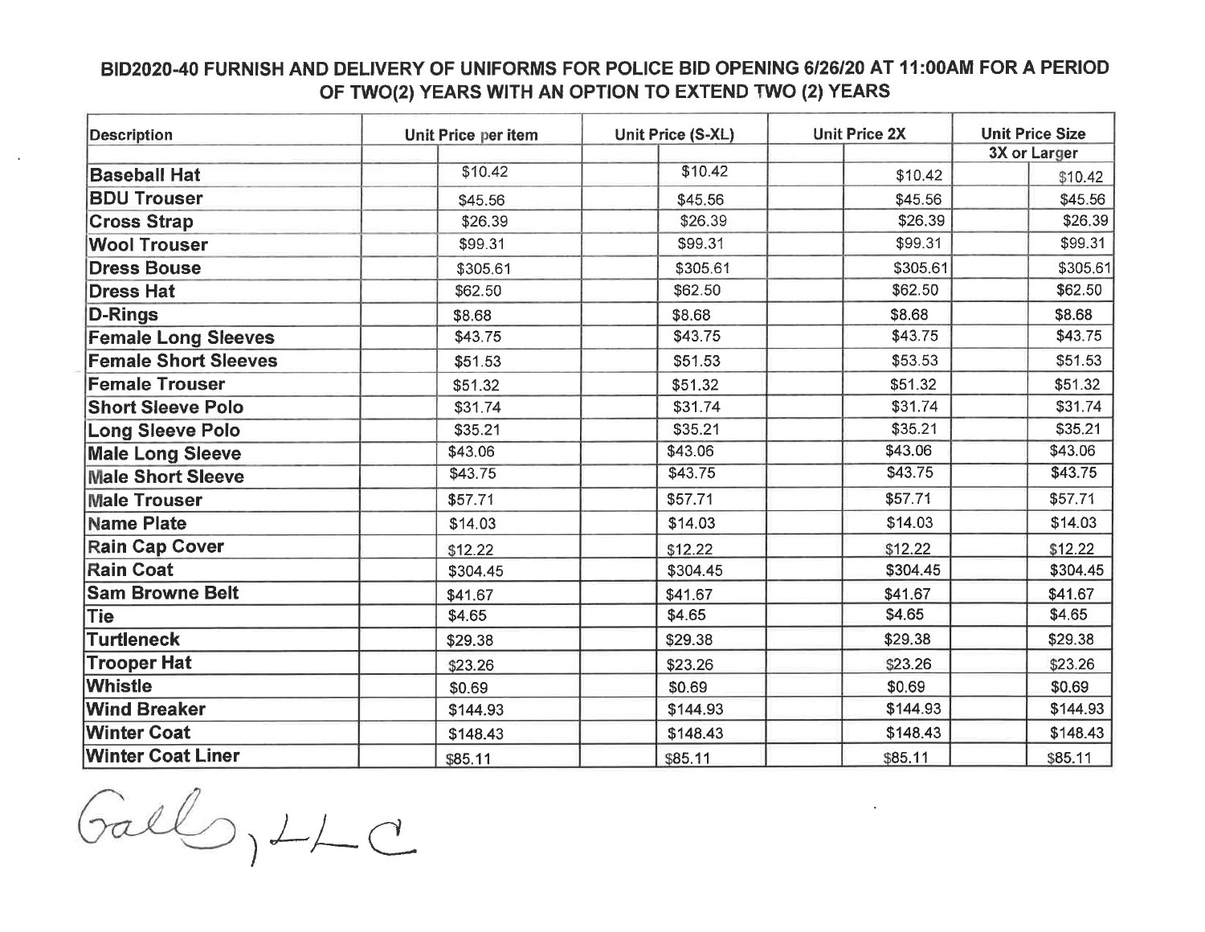**BID2020-40 FURNISH AND DELIVERY OF UNIFORMS FOR POLICE BID OPENING 6/26/20 AT 11:00AM FOR A PERIOD OF TWO(2) YEARS WITH AN OPTION TO EXTEND TWO (2) YEARS**

| Description | Unit Price per item | Unit Price (S-XL) | Unit Price 2X | Unit Price Size 3X or Larger |
|---|---|---|---|---|
| Baseball Hat | $10.42 | $10.42 | $10.42 | $10.42 |
| BDU Trouser | $45.56 | $45.56 | $45.56 | $45.56 |
| Cross Strap | $26.39 | $26.39 | $26.39 | $26.39 |
| Wool Trouser | $99.31 | $99.31 | $99.31 | $99.31 |
| Dress Bouse | $305.61 | $305.61 | $305.61 | $305.61 |
| Dress Hat | $62.50 | $62.50 | $62.50 | $62.50 |
| D-Rings | $8.68 | $8.68 | $8.68 | $8.68 |
| Female Long Sleeves | $43.75 | $43.75 | $43.75 | $43.75 |
| Female Short Sleeves | $51.53 | $51.53 | $53.53 | $51.53 |
| Female Trouser | $51.32 | $51.32 | $51.32 | $51.32 |
| Short Sleeve Polo | $31.74 | $31.74 | $31.74 | $31.74 |
| Long Sleeve Polo | $35.21 | $35.21 | $35.21 | $35.21 |
| Male Long Sleeve | $43.06 | $43.06 | $43.06 | $43.06 |
| Male Short Sleeve | $43.75 | $43.75 | $43.75 | $43.75 |
| Male Trouser | $57.71 | $57.71 | $57.71 | $57.71 |
| Name Plate | $14.03 | $14.03 | $14.03 | $14.03 |
| Rain Cap Cover | $12.22 | $12.22 | $12.22 | $12.22 |
| Rain Coat | $304.45 | $304.45 | $304.45 | $304.45 |
| Sam Browne Belt | $41.67 | $41.67 | $41.67 | $41.67 |
| Tie | $4.65 | $4.65 | $4.65 | $4.65 |
| Turtleneck | $29.38 | $29.38 | $29.38 | $29.38 |
| Trooper Hat | $23.26 | $23.26 | $23.26 | $23.26 |
| Whistle | $0.69 | $0.69 | $0.69 | $0.69 |
| Wind Breaker | $144.93 | $144.93 | $144.93 | $144.93 |
| Winter Coat | $148.43 | $148.43 | $148.43 | $148.43 |
| Winter Coat Liner | $85.11 | $85.11 | $85.11 | $85.11 |

Galls, LLC